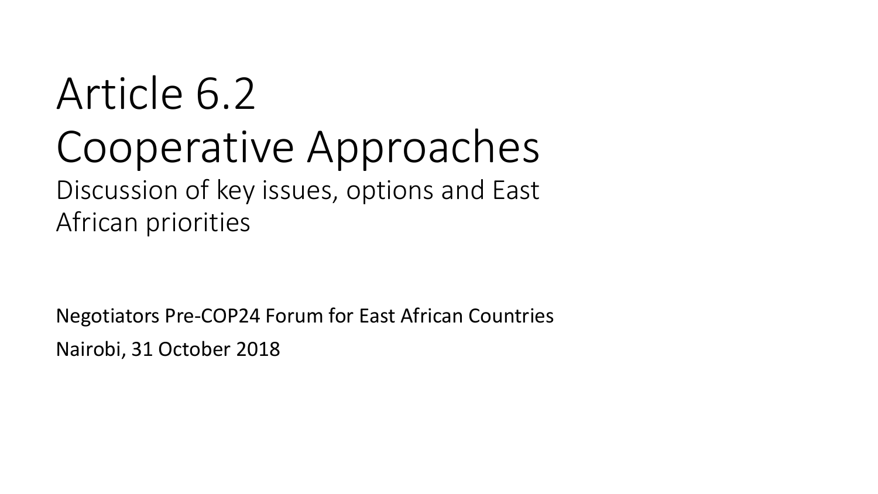# Article 6.2 Cooperative Approaches

## Discussion of key issues, options and East African priorities

Negotiators Pre-COP24 Forum for East African Countries

Nairobi, 31 October 2018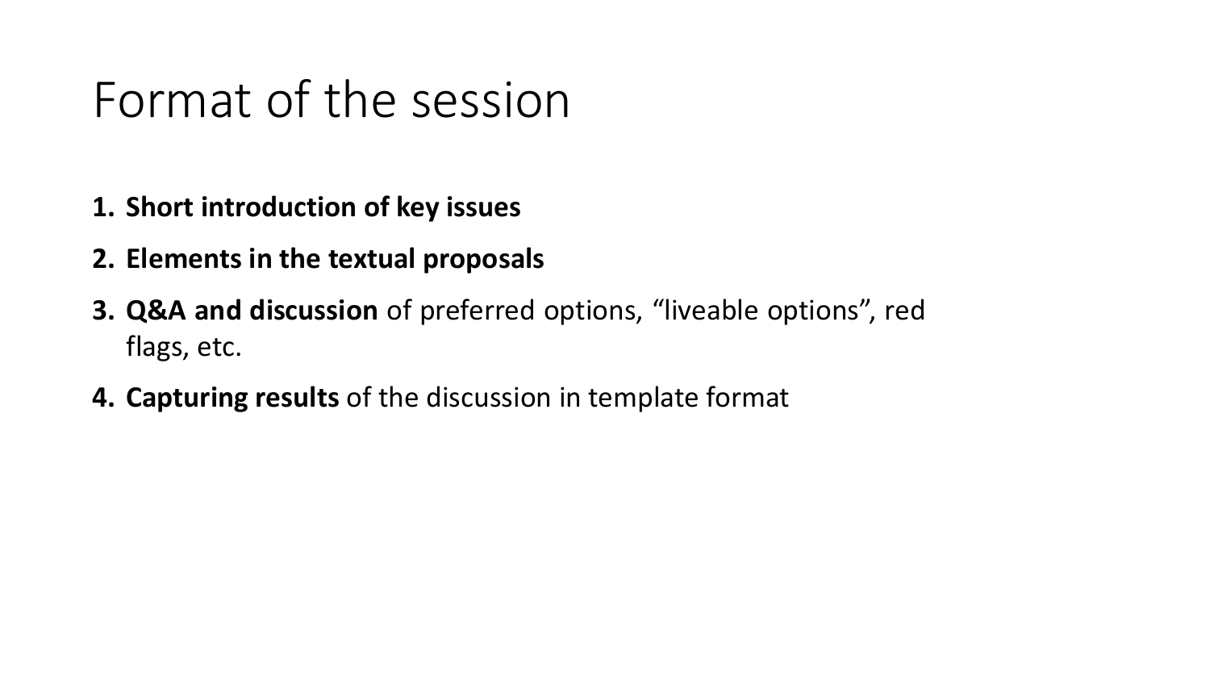# Format of the session

1. **Short introduction of key issues**
2. **Elements in the textual proposals**
3. **Q&A and discussion** of preferred options, “liveable options”, red flags, etc.
4. **Capturing results** of the discussion in template format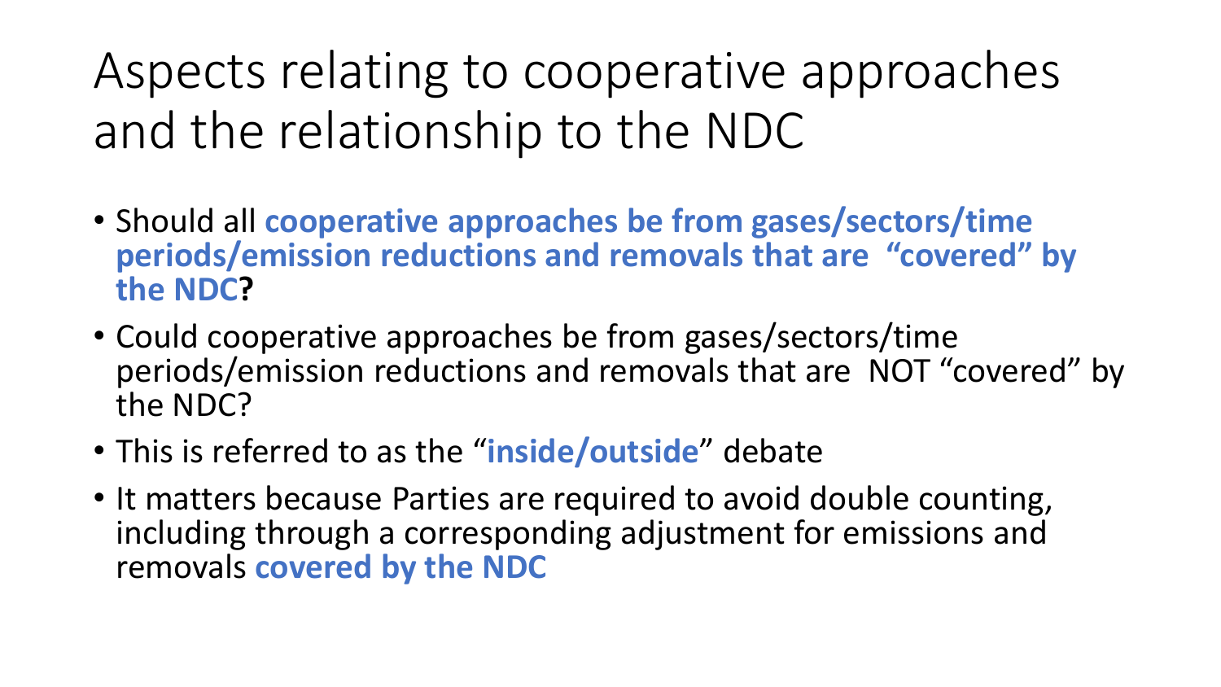# Aspects relating to cooperative approaches and the relationship to the NDC

- Should all **cooperative approaches be from gases/sectors/time periods/emission reductions and removals that are "covered" by the NDC?**
- Could cooperative approaches be from gases/sectors/time periods/emission reductions and removals that are NOT "covered" by the NDC?
- This is referred to as the "**inside/outside**" debate
- It matters because Parties are required to avoid double counting, including through a corresponding adjustment for emissions and removals **covered by the NDC**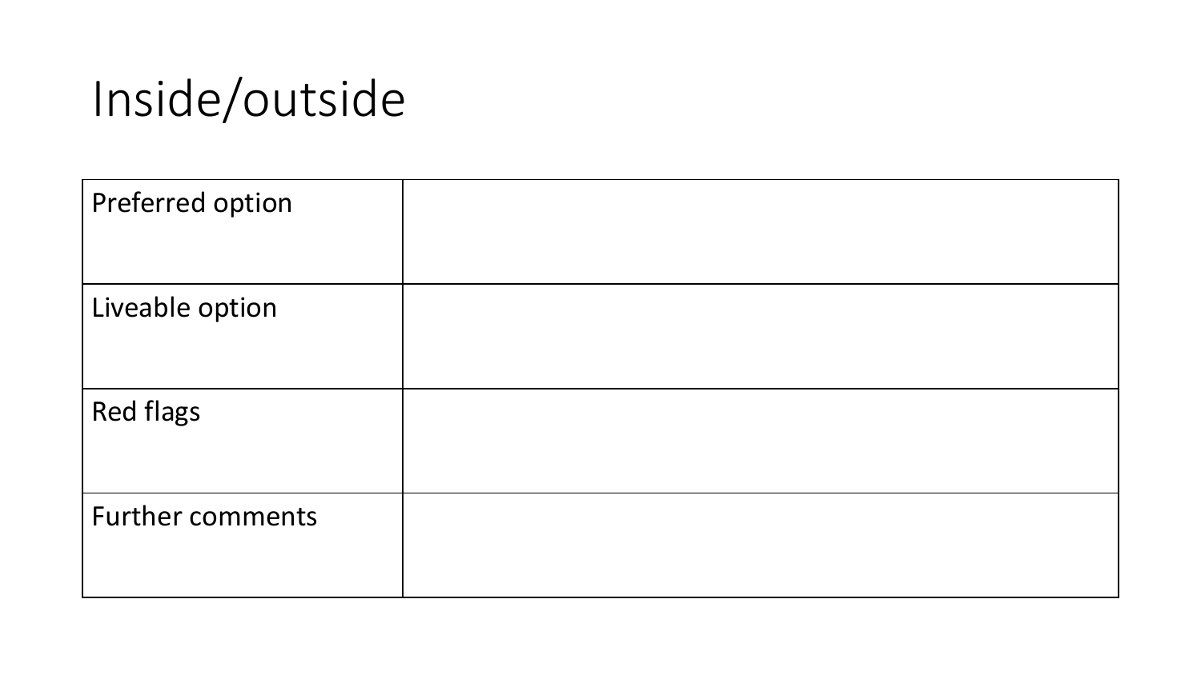# Inside/outside

| Preferred option | |
| --- | --- |
| Liveable option | |
| Red flags | |
| Further comments | |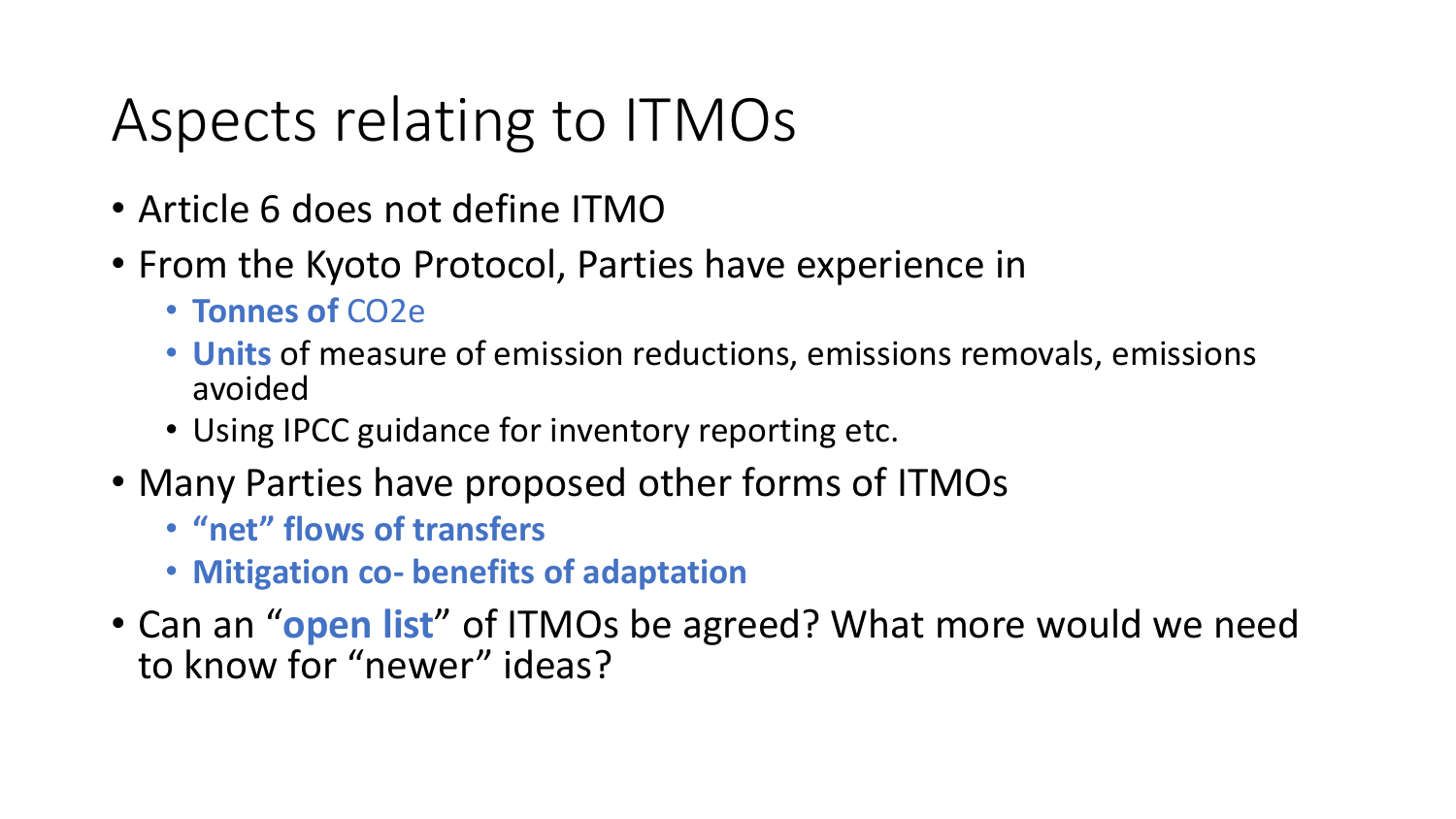# Aspects relating to ITMOs

- Article 6 does not define ITMO
- From the Kyoto Protocol, Parties have experience in
  - **Tonnes of** $CO_2e$
  - **Units** of measure of emission reductions, emissions removals, emissions avoided
  - Using IPCC guidance for inventory reporting etc.
- Many Parties have proposed other forms of ITMOs
  - **"net" flows of transfers**
  - **Mitigation co- benefits of adaptation**
- Can an "**open list**" of ITMOs be agreed? What more would we need to know for "newer" ideas?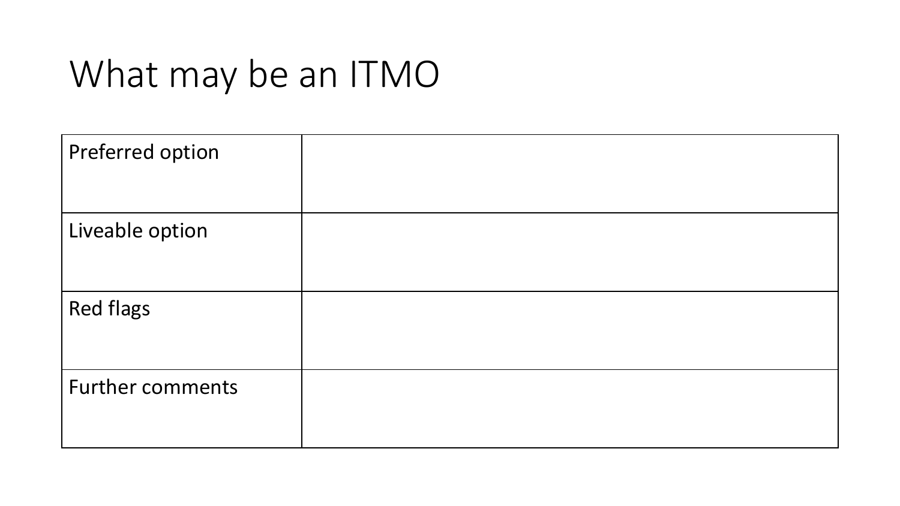# What may be an ITMO

| | |
|---|---|
| Preferred option | |
| Liveable option | |
| Red flags | |
| Further comments | |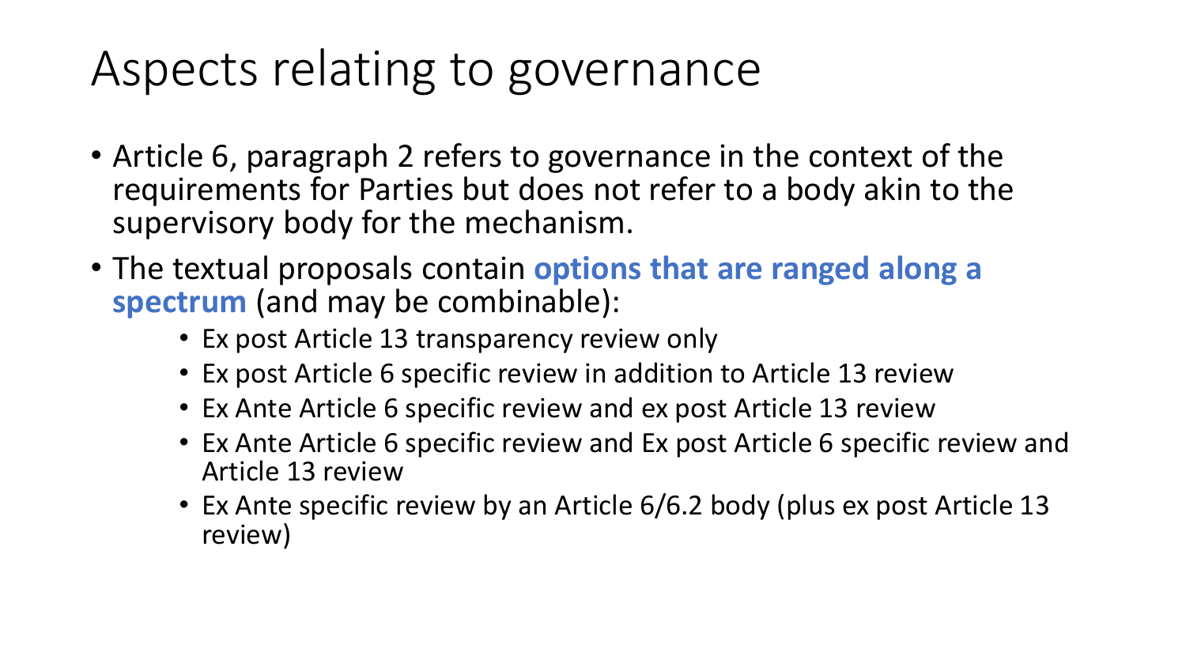# Aspects relating to governance

- Article 6, paragraph 2 refers to governance in the context of the requirements for Parties but does not refer to a body akin to the supervisory body for the mechanism.
- The textual proposals contain **options that are ranged along a spectrum** (and may be combinable):
  - Ex post Article 13 transparency review only
  - Ex post Article 6 specific review in addition to Article 13 review
  - Ex Ante Article 6 specific review and ex post Article 13 review
  - Ex Ante Article 6 specific review and Ex post Article 6 specific review and Article 13 review
  - Ex Ante specific review by an Article 6/6.2 body (plus ex post Article 13 review)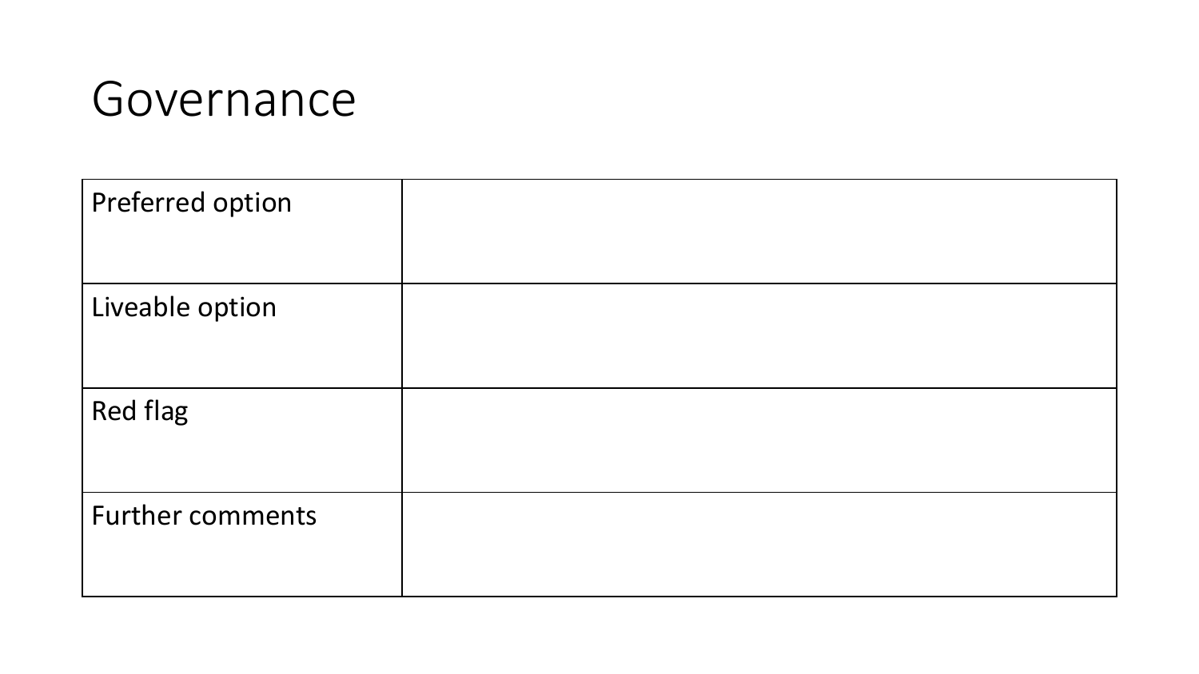# Governance

| Preferred option | |
|---|---|
| Liveable option | |
| Red flag | |
| Further comments | |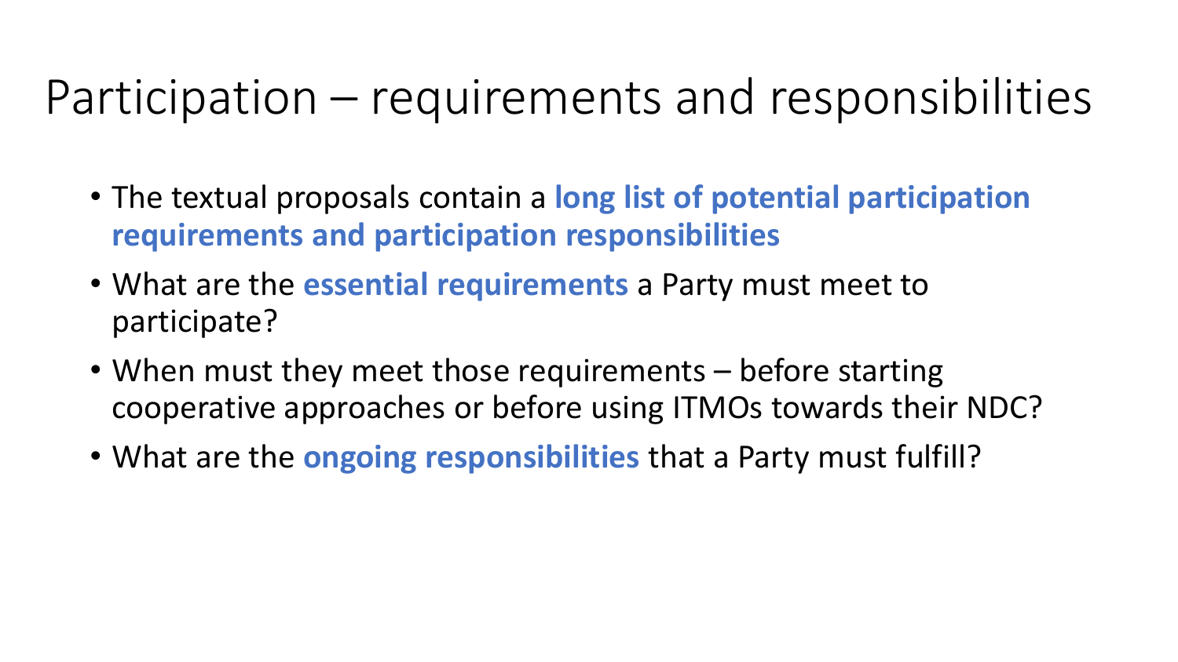# Participation – requirements and responsibilities

- The textual proposals contain a **long list of potential participation requirements and participation responsibilities**
- What are the **essential requirements** a Party must meet to participate?
- When must they meet those requirements – before starting cooperative approaches or before using ITMOs towards their NDC?
- What are the **ongoing responsibilities** that a Party must fulfill?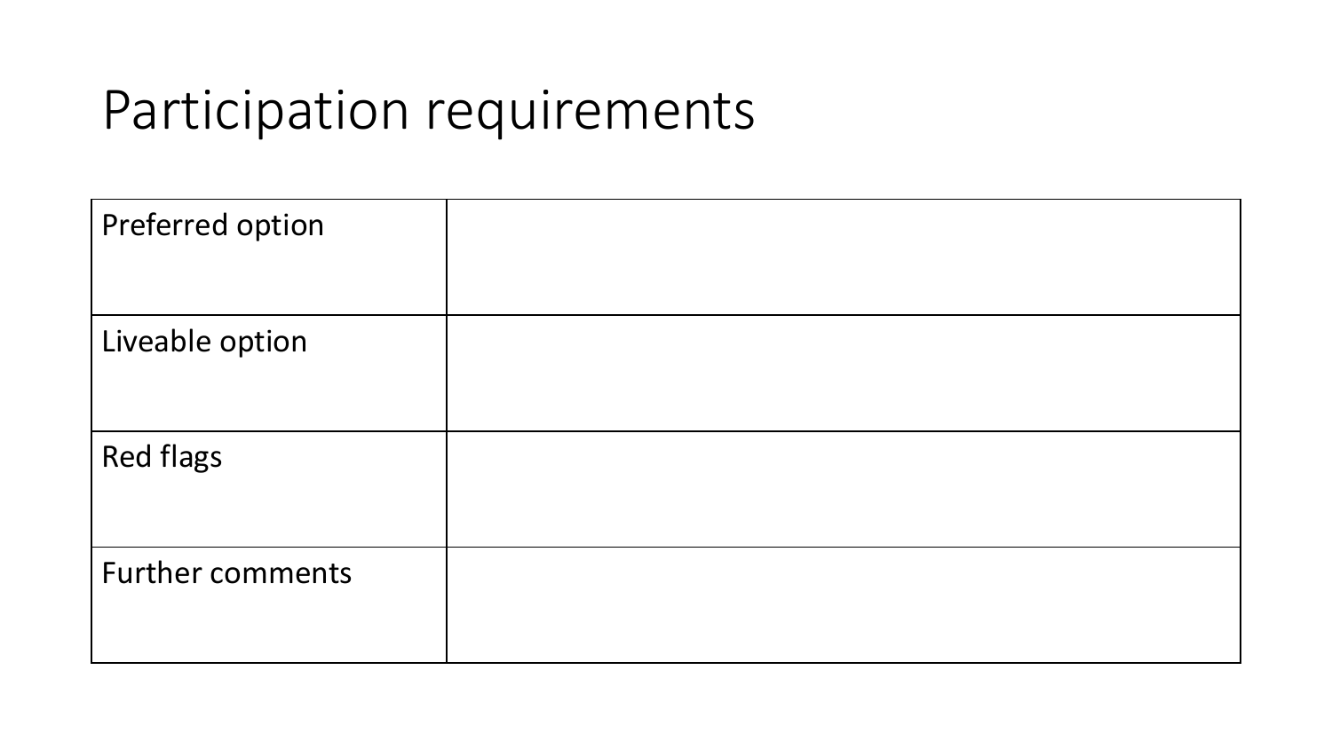# Participation requirements

| | |
|---|---|
| Preferred option | |
| Liveable option | |
| Red flags | |
| Further comments | |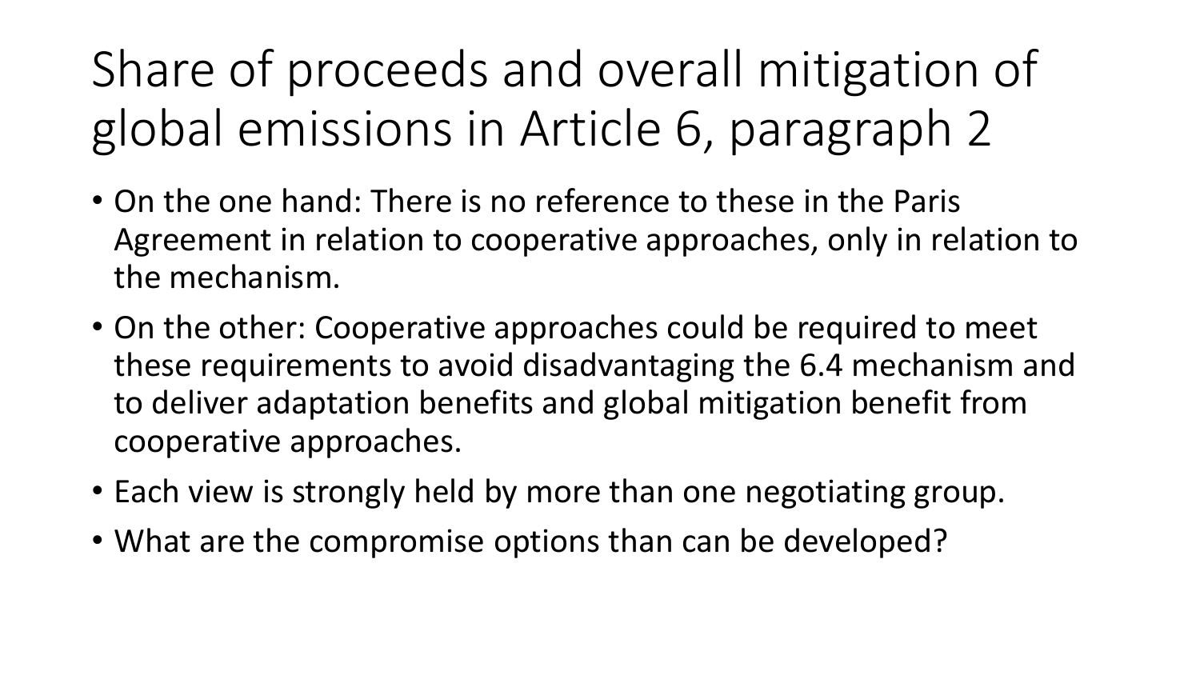# Share of proceeds and overall mitigation of global emissions in Article 6, paragraph 2

- On the one hand: There is no reference to these in the Paris Agreement in relation to cooperative approaches, only in relation to the mechanism.
- On the other: Cooperative approaches could be required to meet these requirements to avoid disadvantaging the 6.4 mechanism and to deliver adaptation benefits and global mitigation benefit from cooperative approaches.
- Each view is strongly held by more than one negotiating group.
- What are the compromise options than can be developed?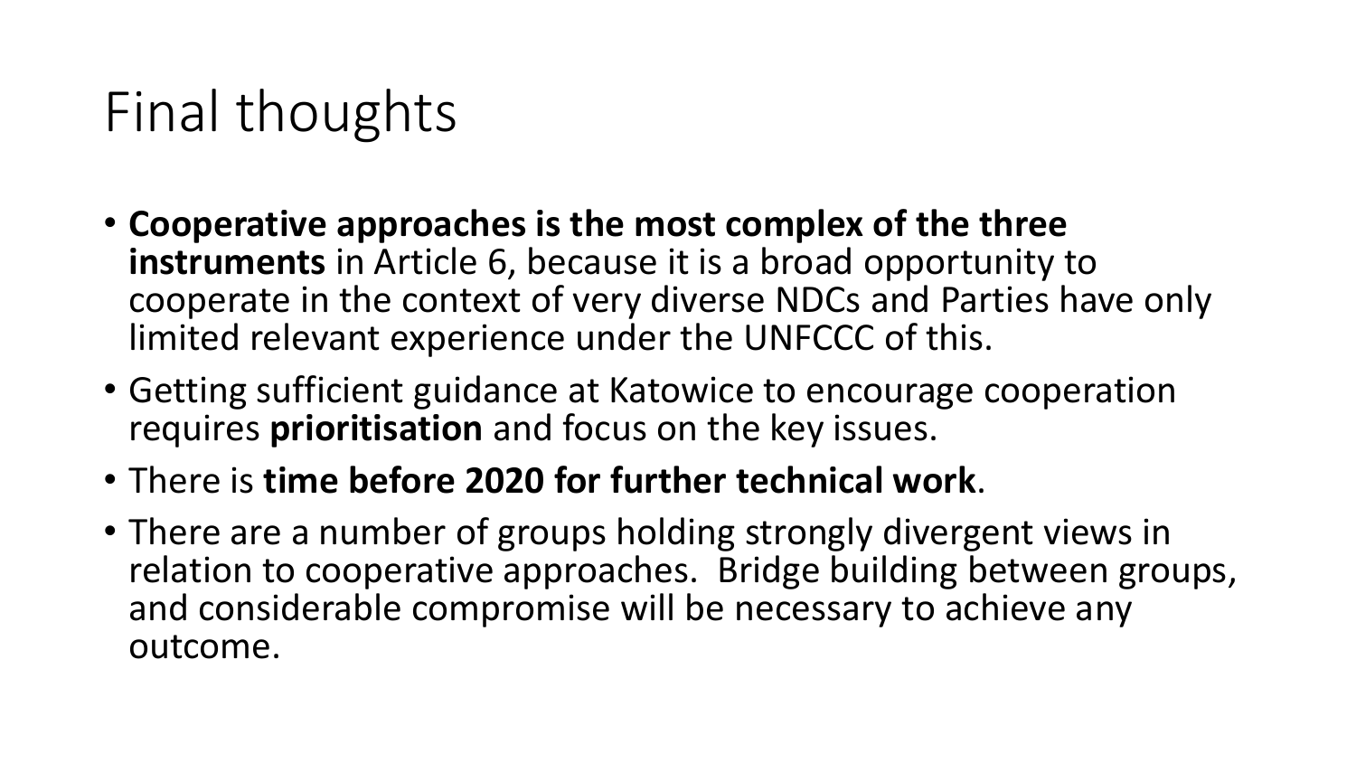# Final thoughts

- **Cooperative approaches is the most complex of the three instruments** in Article 6, because it is a broad opportunity to cooperate in the context of very diverse NDCs and Parties have only limited relevant experience under the UNFCCC of this.
- Getting sufficient guidance at Katowice to encourage cooperation requires **prioritisation** and focus on the key issues.
- There is **time before 2020 for further technical work**.
- There are a number of groups holding strongly divergent views in relation to cooperative approaches. Bridge building between groups, and considerable compromise will be necessary to achieve any outcome.